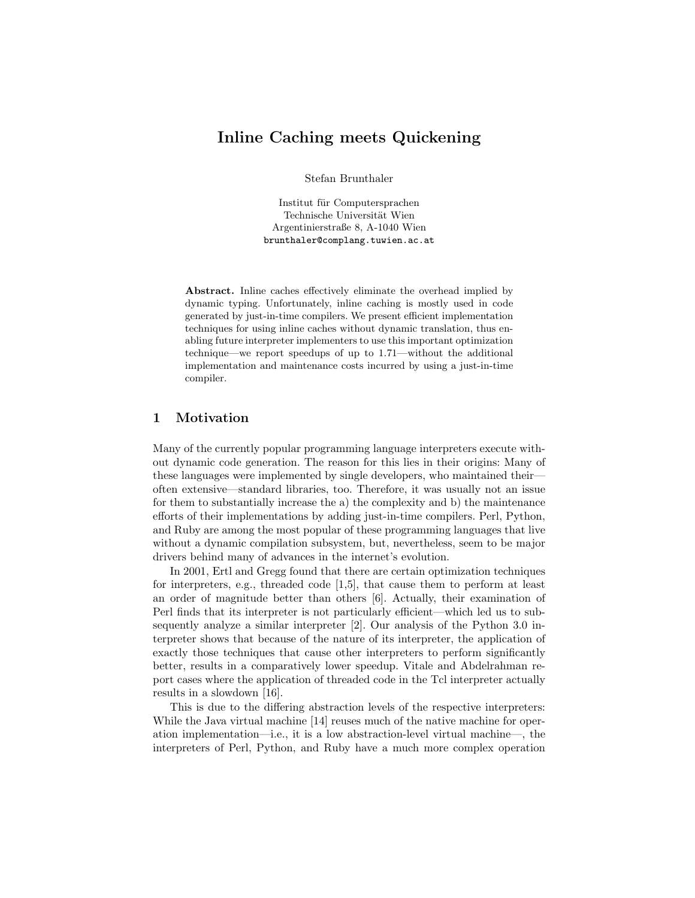# Inline Caching meets Quickening

Stefan Brunthaler

Institut für Computersprachen
Technische Universität Wien
Argentinierstraße 8, A-1040 Wien
brunthaler@complang.tuwien.ac.at

**Abstract.** Inline caches effectively eliminate the overhead implied by dynamic typing. Unfortunately, inline caching is mostly used in code generated by just-in-time compilers. We present efficient implementation techniques for using inline caches without dynamic translation, thus enabling future interpreter implementers to use this important optimization technique—we report speedups of up to 1.71—without the additional implementation and maintenance costs incurred by using a just-in-time compiler.

## 1 Motivation

Many of the currently popular programming language interpreters execute without dynamic code generation. The reason for this lies in their origins: Many of these languages were implemented by single developers, who maintained their—often extensive—standard libraries, too. Therefore, it was usually not an issue for them to substantially increase the a) the complexity and b) the maintenance efforts of their implementations by adding just-in-time compilers. Perl, Python, and Ruby are among the most popular of these programming languages that live without a dynamic compilation subsystem, but, nevertheless, seem to be major drivers behind many of advances in the internet's evolution.

In 2001, Ertl and Gregg found that there are certain optimization techniques for interpreters, e.g., threaded code [1,5], that cause them to perform at least an order of magnitude better than others [6]. Actually, their examination of Perl finds that its interpreter is not particularly efficient—which led us to subsequently analyze a similar interpreter [2]. Our analysis of the Python 3.0 interpreter shows that because of the nature of its interpreter, the application of exactly those techniques that cause other interpreters to perform significantly better, results in a comparatively lower speedup. Vitale and Abdelrahman report cases where the application of threaded code in the Tcl interpreter actually results in a slowdown [16].

This is due to the differing abstraction levels of the respective interpreters: While the Java virtual machine [14] reuses much of the native machine for operation implementation—i.e., it is a low abstraction-level virtual machine—, the interpreters of Perl, Python, and Ruby have a much more complex operation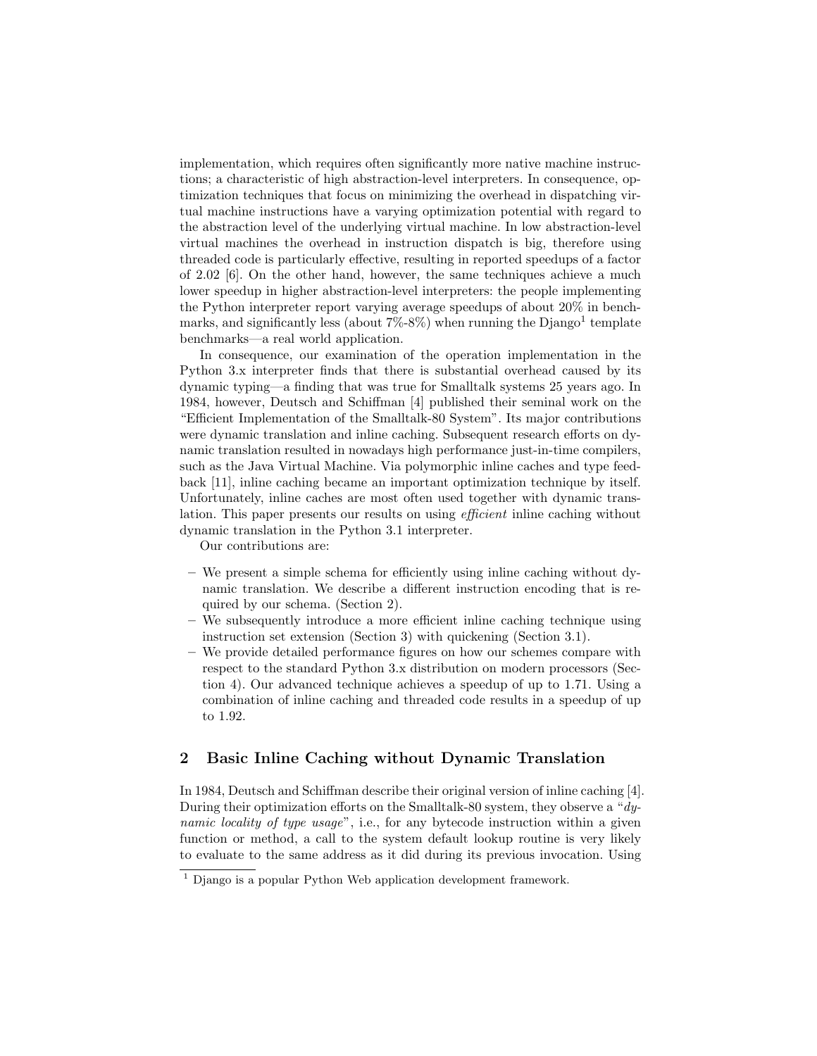implementation, which requires often significantly more native machine instructions; a characteristic of high abstraction-level interpreters. In consequence, optimization techniques that focus on minimizing the overhead in dispatching virtual machine instructions have a varying optimization potential with regard to the abstraction level of the underlying virtual machine. In low abstraction-level virtual machines the overhead in instruction dispatch is big, therefore using threaded code is particularly effective, resulting in reported speedups of a factor of 2.02 [6]. On the other hand, however, the same techniques achieve a much lower speedup in higher abstraction-level interpreters: the people implementing the Python interpreter report varying average speedups of about 20% in benchmarks, and significantly less (about 7%-8%) when running the Django[1] template benchmarks—a real world application.

In consequence, our examination of the operation implementation in the Python 3.x interpreter finds that there is substantial overhead caused by its dynamic typing—a finding that was true for Smalltalk systems 25 years ago. In 1984, however, Deutsch and Schiffman [4] published their seminal work on the "Efficient Implementation of the Smalltalk-80 System". Its major contributions were dynamic translation and inline caching. Subsequent research efforts on dynamic translation resulted in nowadays high performance just-in-time compilers, such as the Java Virtual Machine. Via polymorphic inline caches and type feedback [11], inline caching became an important optimization technique by itself. Unfortunately, inline caches are most often used together with dynamic translation. This paper presents our results on using *efficient* inline caching without dynamic translation in the Python 3.1 interpreter.

Our contributions are:

- We present a simple schema for efficiently using inline caching without dynamic translation. We describe a different instruction encoding that is required by our schema. (Section 2).
- We subsequently introduce a more efficient inline caching technique using instruction set extension (Section 3) with quickening (Section 3.1).
- We provide detailed performance figures on how our schemes compare with respect to the standard Python 3.x distribution on modern processors (Section 4). Our advanced technique achieves a speedup of up to 1.71. Using a combination of inline caching and threaded code results in a speedup of up to 1.92.

## 2 Basic Inline Caching without Dynamic Translation

In 1984, Deutsch and Schiffman describe their original version of inline caching [4]. During their optimization efforts on the Smalltalk-80 system, they observe a "*dynamic locality of type usage*", i.e., for any bytecode instruction within a given function or method, a call to the system default lookup routine is very likely to evaluate to the same address as it did during its previous invocation. Using

[1] Django is a popular Python Web application development framework.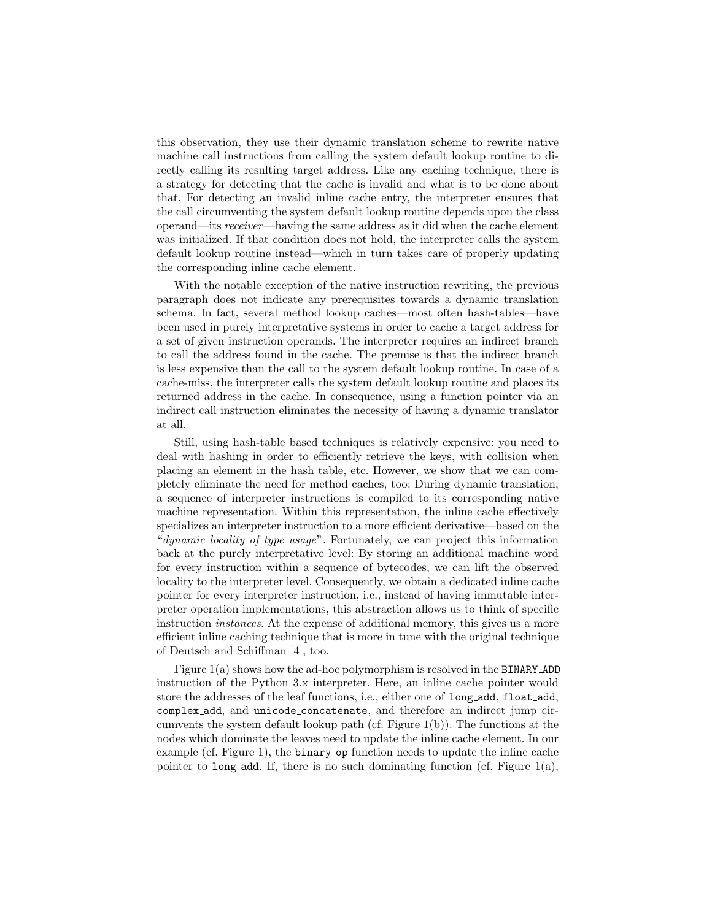this observation, they use their dynamic translation scheme to rewrite native machine call instructions from calling the system default lookup routine to directly calling its resulting target address. Like any caching technique, there is a strategy for detecting that the cache is invalid and what is to be done about that. For detecting an invalid inline cache entry, the interpreter ensures that the call circumventing the system default lookup routine depends upon the class operand—its *receiver*—having the same address as it did when the cache element was initialized. If that condition does not hold, the interpreter calls the system default lookup routine instead—which in turn takes care of properly updating the corresponding inline cache element.

With the notable exception of the native instruction rewriting, the previous paragraph does not indicate any prerequisites towards a dynamic translation schema. In fact, several method lookup caches—most often hash-tables—have been used in purely interpretative systems in order to cache a target address for a set of given instruction operands. The interpreter requires an indirect branch to call the address found in the cache. The premise is that the indirect branch is less expensive than the call to the system default lookup routine. In case of a cache-miss, the interpreter calls the system default lookup routine and places its returned address in the cache. In consequence, using a function pointer via an indirect call instruction eliminates the necessity of having a dynamic translator at all.

Still, using hash-table based techniques is relatively expensive: you need to deal with hashing in order to efficiently retrieve the keys, with collision when placing an element in the hash table, etc. However, we show that we can completely eliminate the need for method caches, too: During dynamic translation, a sequence of interpreter instructions is compiled to its corresponding native machine representation. Within this representation, the inline cache effectively specializes an interpreter instruction to a more efficient derivative—based on the "*dynamic locality of type usage*". Fortunately, we can project this information back at the purely interpretative level: By storing an additional machine word for every instruction within a sequence of bytecodes, we can lift the observed locality to the interpreter level. Consequently, we obtain a dedicated inline cache pointer for every interpreter instruction, i.e., instead of having immutable interpreter operation implementations, this abstraction allows us to think of specific instruction *instances*. At the expense of additional memory, this gives us a more efficient inline caching technique that is more in tune with the original technique of Deutsch and Schiffman [4], too.

Figure 1(a) shows how the ad-hoc polymorphism is resolved in the `BINARY_ADD` instruction of the Python 3.x interpreter. Here, an inline cache pointer would store the addresses of the leaf functions, i.e., either one of `long_add`, `float_add`, `complex_add`, and `unicode_concatenate`, and therefore an indirect jump circumvents the system default lookup path (cf. Figure 1(b)). The functions at the nodes which dominate the leaves need to update the inline cache element. In our example (cf. Figure 1), the `binary_op` function needs to update the inline cache pointer to `long_add`. If, there is no such dominating function (cf. Figure 1(a),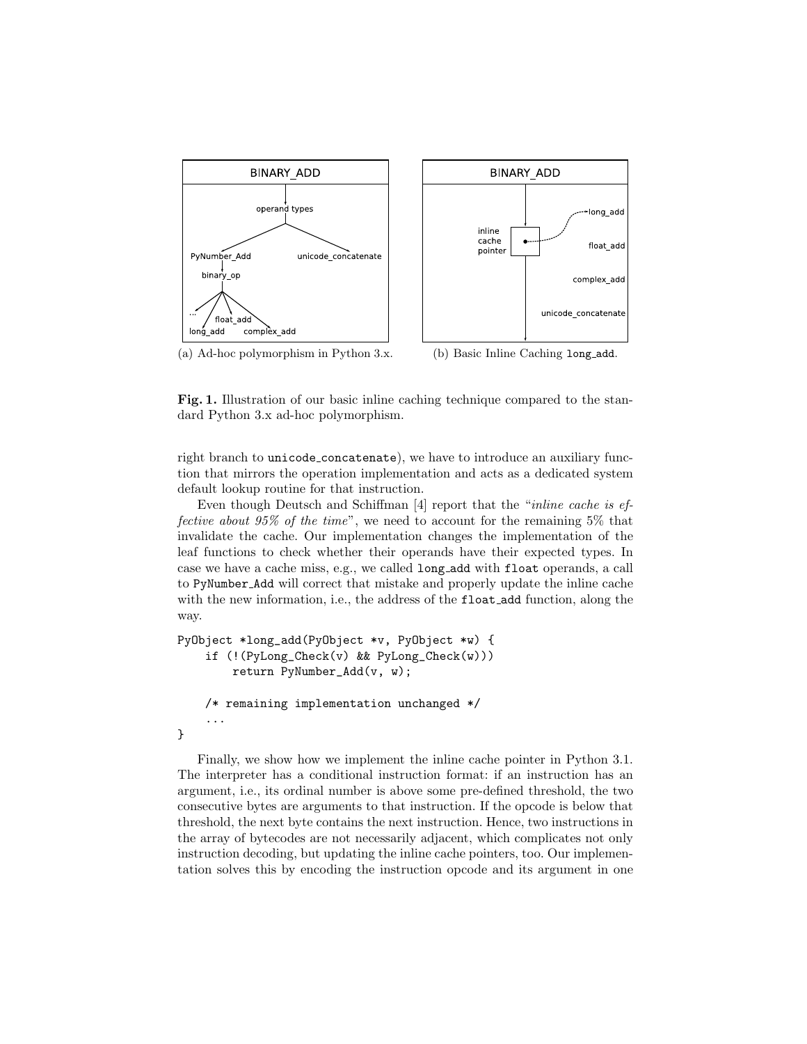(a) Ad-hoc polymorphism in Python 3.x.

(b) Basic Inline Caching `long_add`.

**Fig. 1.** Illustration of our basic inline caching technique compared to the standard Python 3.x ad-hoc polymorphism.

right branch to `unicode_concatenate`), we have to introduce an auxiliary function that mirrors the operation implementation and acts as a dedicated system default lookup routine for that instruction.

Even though Deutsch and Schiffman [4] report that the "*inline cache is effective about 95% of the time*", we need to account for the remaining 5% that invalidate the cache. Our implementation changes the implementation of the leaf functions to check whether their operands have their expected types. In case we have a cache miss, e.g., we called `long_add` with `float` operands, a call to `PyNumber_Add` will correct that mistake and properly update the inline cache with the new information, i.e., the address of the `float_add` function, along the way.

```
PyObject *long_add(PyObject *v, PyObject *w) {
    if (!(PyLong_Check(v) && PyLong_Check(w)))
        return PyNumber_Add(v, w);

    /* remaining implementation unchanged */
    ...
}
```

Finally, we show how we implement the inline cache pointer in Python 3.1. The interpreter has a conditional instruction format: if an instruction has an argument, i.e., its ordinal number is above some pre-defined threshold, the two consecutive bytes are arguments to that instruction. If the opcode is below that threshold, the next byte contains the next instruction. Hence, two instructions in the array of bytecodes are not necessarily adjacent, which complicates not only instruction decoding, but updating the inline cache pointers, too. Our implementation solves this by encoding the instruction opcode and its argument in one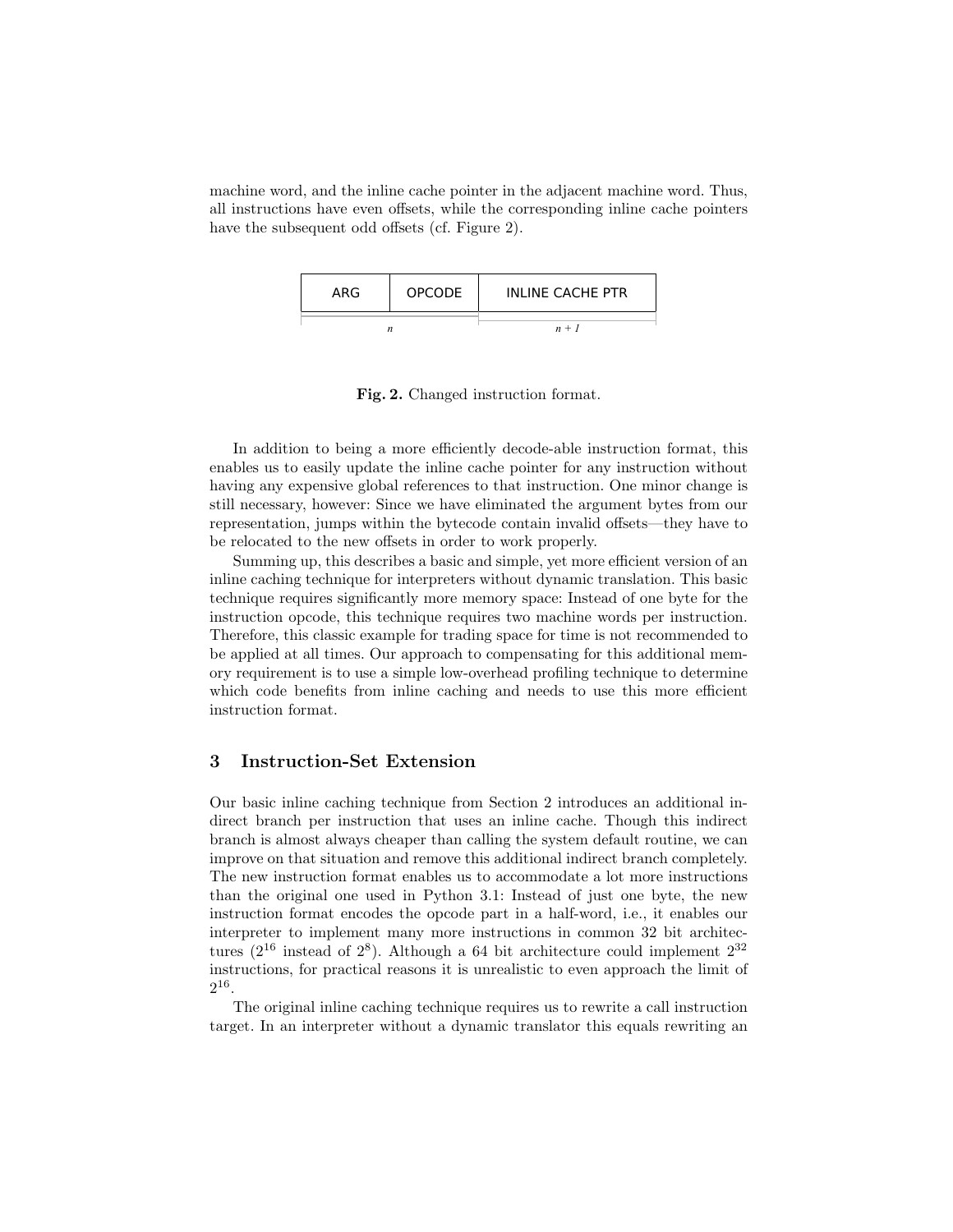machine word, and the inline cache pointer in the adjacent machine word. Thus, all instructions have even offsets, while the corresponding inline cache pointers have the subsequent odd offsets (cf. Figure 2).

| ARG | OPCODE | INLINE CACHE PTR |
|---|---|---|
| $n$ | | $n + 1$ |

**Fig. 2.** Changed instruction format.

In addition to being a more efficiently decode-able instruction format, this enables us to easily update the inline cache pointer for any instruction without having any expensive global references to that instruction. One minor change is still necessary, however: Since we have eliminated the argument bytes from our representation, jumps within the bytecode contain invalid offsets—they have to be relocated to the new offsets in order to work properly.

Summing up, this describes a basic and simple, yet more efficient version of an inline caching technique for interpreters without dynamic translation. This basic technique requires significantly more memory space: Instead of one byte for the instruction opcode, this technique requires two machine words per instruction. Therefore, this classic example for trading space for time is not recommended to be applied at all times. Our approach to compensating for this additional memory requirement is to use a simple low-overhead profiling technique to determine which code benefits from inline caching and needs to use this more efficient instruction format.

## 3 Instruction-Set Extension

Our basic inline caching technique from Section 2 introduces an additional indirect branch per instruction that uses an inline cache. Though this indirect branch is almost always cheaper than calling the system default routine, we can improve on that situation and remove this additional indirect branch completely. The new instruction format enables us to accommodate a lot more instructions than the original one used in Python 3.1: Instead of just one byte, the new instruction format encodes the opcode part in a half-word, i.e., it enables our interpreter to implement many more instructions in common 32 bit architectures ($2^{16}$ instead of $2^{8}$). Although a 64 bit architecture could implement $2^{32}$ instructions, for practical reasons it is unrealistic to even approach the limit of $2^{16}$.

The original inline caching technique requires us to rewrite a call instruction target. In an interpreter without a dynamic translator this equals rewriting an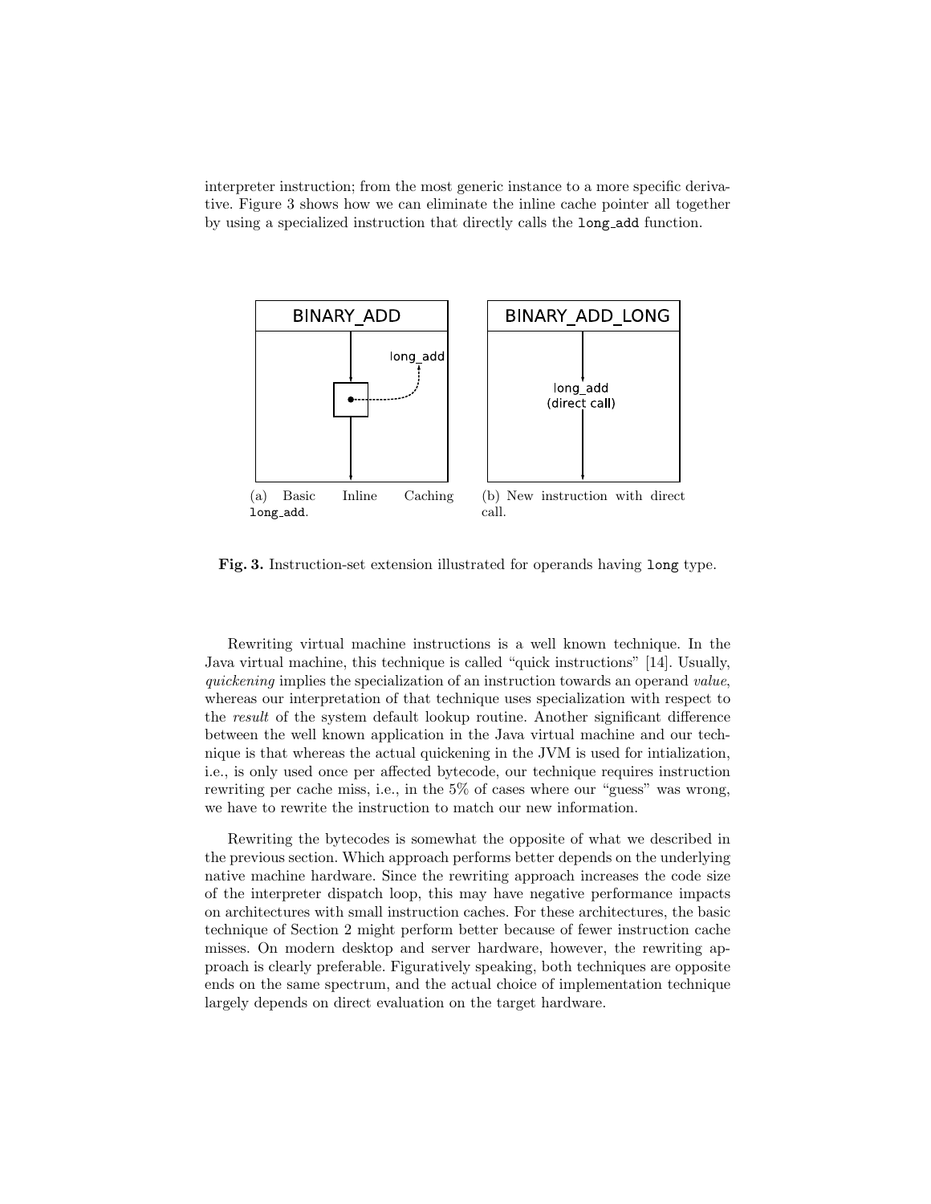interpreter instruction; from the most generic instance to a more specific derivative. Figure 3 shows how we can eliminate the inline cache pointer all together by using a specialized instruction that directly calls the `long_add` function.

(a) Basic Inline Caching `long_add`.

(b) New instruction with direct call.

**Fig. 3.** Instruction-set extension illustrated for operands having `long` type.

Rewriting virtual machine instructions is a well known technique. In the Java virtual machine, this technique is called "quick instructions" [14]. Usually, *quickening* implies the specialization of an instruction towards an operand *value*, whereas our interpretation of that technique uses specialization with respect to the *result* of the system default lookup routine. Another significant difference between the well known application in the Java virtual machine and our technique is that whereas the actual quickening in the JVM is used for intialization, i.e., is only used once per affected bytecode, our technique requires instruction rewriting per cache miss, i.e., in the 5% of cases where our "guess" was wrong, we have to rewrite the instruction to match our new information.

Rewriting the bytecodes is somewhat the opposite of what we described in the previous section. Which approach performs better depends on the underlying native machine hardware. Since the rewriting approach increases the code size of the interpreter dispatch loop, this may have negative performance impacts on architectures with small instruction caches. For these architectures, the basic technique of Section 2 might perform better because of fewer instruction cache misses. On modern desktop and server hardware, however, the rewriting approach is clearly preferable. Figuratively speaking, both techniques are opposite ends on the same spectrum, and the actual choice of implementation technique largely depends on direct evaluation on the target hardware.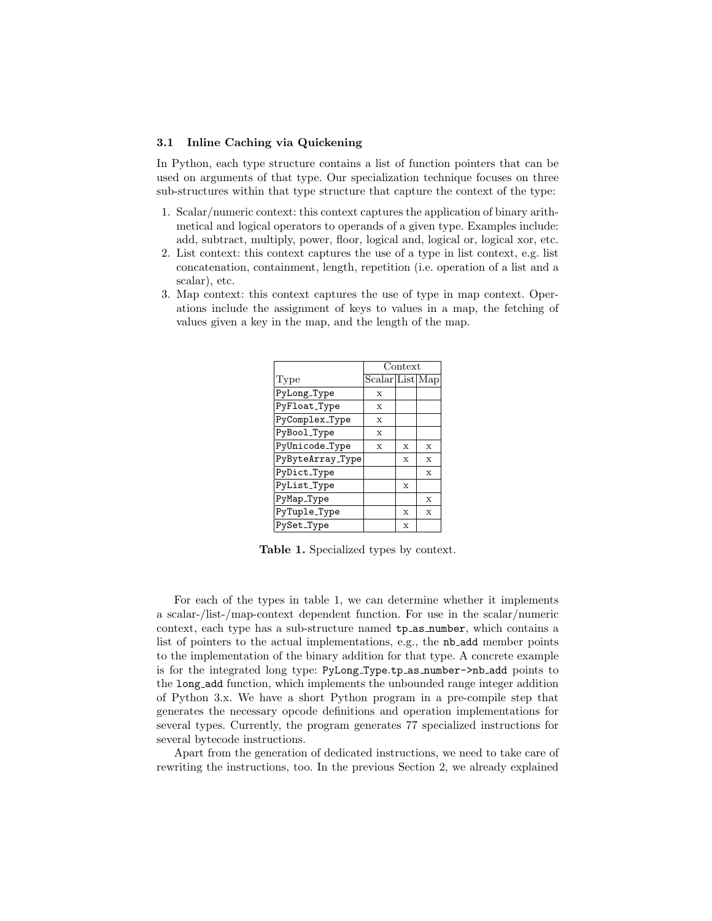### 3.1 Inline Caching via Quickening

In Python, each type structure contains a list of function pointers that can be used on arguments of that type. Our specialization technique focuses on three sub-structures within that type structure that capture the context of the type:

1. Scalar/numeric context: this context captures the application of binary arithmetical and logical operators to operands of a given type. Examples include: add, subtract, multiply, power, floor, logical and, logical or, logical xor, etc.
2. List context: this context captures the use of a type in list context, e.g. list concatenation, containment, length, repetition (i.e. operation of a list and a scalar), etc.
3. Map context: this context captures the use of type in map context. Operations include the assignment of keys to values in a map, the fetching of values given a key in the map, and the length of the map.

| | Context | | |
|---|---|---|---|
| Type | Scalar | List | Map |
| PyLong_Type | x | | |
| PyFloat_Type | x | | |
| PyComplex_Type | x | | |
| PyBool_Type | x | | |
| PyUnicode_Type | x | x | x |
| PyByteArray_Type | | x | x |
| PyDict_Type | | | x |
| PyList_Type | | x | |
| PyMap_Type | | | x |
| PyTuple_Type | | x | x |
| PySet_Type | | x | |

**Table 1.** Specialized types by context.

For each of the types in table 1, we can determine whether it implements a scalar-/list-/map-context dependent function. For use in the scalar/numeric context, each type has a sub-structure named `tp_as_number`, which contains a list of pointers to the actual implementations, e.g., the `nb_add` member points to the implementation of the binary addition for that type. A concrete example is for the integrated long type: `PyLong_Type.tp_as_number->nb_add` points to the `long_add` function, which implements the unbounded range integer addition of Python 3.x. We have a short Python program in a pre-compile step that generates the necessary opcode definitions and operation implementations for several types. Currently, the program generates 77 specialized instructions for several bytecode instructions.

Apart from the generation of dedicated instructions, we need to take care of rewriting the instructions, too. In the previous Section 2, we already explained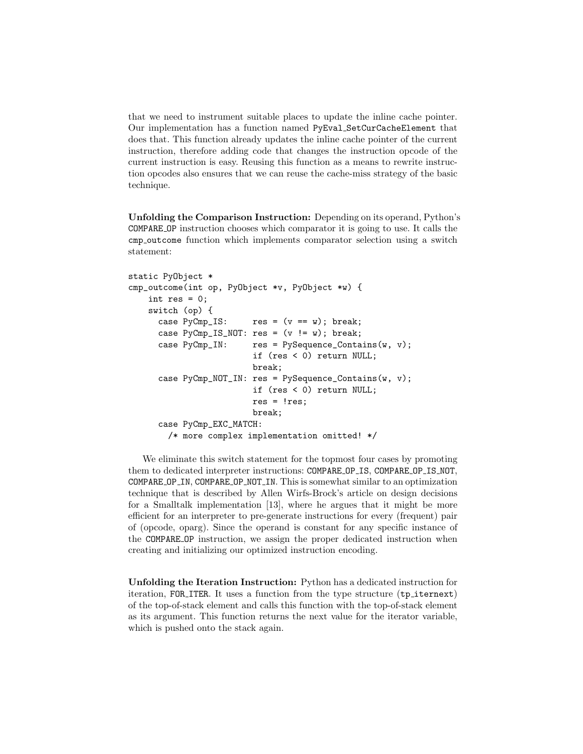that we need to instrument suitable places to update the inline cache pointer. Our implementation has a function named `PyEval_SetCurCacheElement` that does that. This function already updates the inline cache pointer of the current instruction, therefore adding code that changes the instruction opcode of the current instruction is easy. Reusing this function as a means to rewrite instruction opcodes also ensures that we can reuse the cache-miss strategy of the basic technique.

**Unfolding the Comparison Instruction:** Depending on its operand, Python's `COMPARE_OP` instruction chooses which comparator it is going to use. It calls the `cmp_outcome` function which implements comparator selection using a switch statement:

```
static PyObject *
cmp_outcome(int op, PyObject *v, PyObject *w) {
    int res = 0;
    switch (op) {
      case PyCmp_IS:     res = (v == w); break;
      case PyCmp_IS_NOT: res = (v != w); break;
      case PyCmp_IN:     res = PySequence_Contains(w, v);
                         if (res < 0) return NULL;
                         break;
      case PyCmp_NOT_IN: res = PySequence_Contains(w, v);
                         if (res < 0) return NULL;
                         res = !res;
                         break;
      case PyCmp_EXC_MATCH:
        /* more complex implementation omitted! */
```

We eliminate this switch statement for the topmost four cases by promoting them to dedicated interpreter instructions: `COMPARE_OP_IS`, `COMPARE_OP_IS_NOT`, `COMPARE_OP_IN`, `COMPARE_OP_NOT_IN`. This is somewhat similar to an optimization technique that is described by Allen Wirfs-Brock's article on design decisions for a Smalltalk implementation [13], where he argues that it might be more efficient for an interpreter to pre-generate instructions for every (frequent) pair of (opcode, oparg). Since the operand is constant for any specific instance of the `COMPARE_OP` instruction, we assign the proper dedicated instruction when creating and initializing our optimized instruction encoding.

**Unfolding the Iteration Instruction:** Python has a dedicated instruction for iteration, `FOR_ITER`. It uses a function from the type structure (`tp_iternext`) of the top-of-stack element and calls this function with the top-of-stack element as its argument. This function returns the next value for the iterator variable, which is pushed onto the stack again.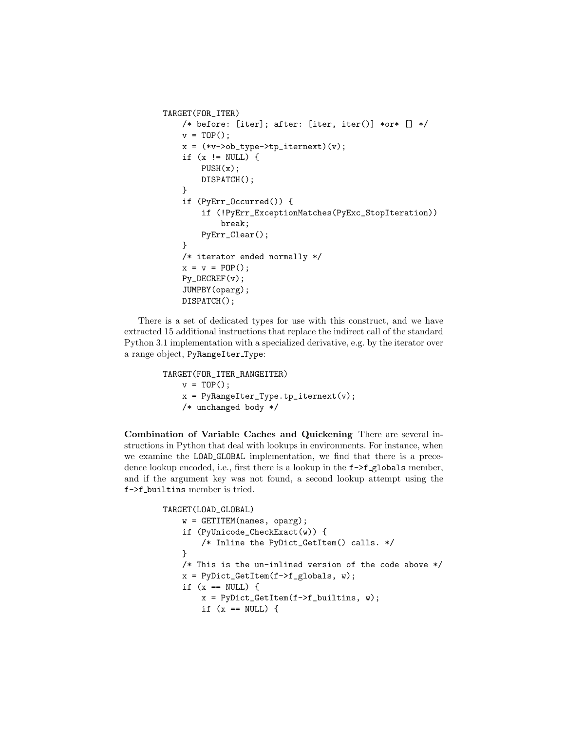```
TARGET(FOR_ITER)
    /* before: [iter]; after: [iter, iter()] *or* [] */
    v = TOP();
    x = (*v->ob_type->tp_iternext)(v);
    if (x != NULL) {
        PUSH(x);
        DISPATCH();
    }
    if (PyErr_Occurred()) {
        if (!PyErr_ExceptionMatches(PyExc_StopIteration))
            break;
        PyErr_Clear();
    }
    /* iterator ended normally */
    x = v = POP();
    Py_DECREF(v);
    JUMPBY(oparg);
    DISPATCH();
```

There is a set of dedicated types for use with this construct, and we have extracted 15 additional instructions that replace the indirect call of the standard Python 3.1 implementation with a specialized derivative, e.g. by the iterator over a range object, `PyRangeIter_Type`:

```
TARGET(FOR_ITER_RANGEITER)
    v = TOP();
    x = PyRangeIter_Type.tp_iternext(v);
    /* unchanged body */
```

**Combination of Variable Caches and Quickening** There are several instructions in Python that deal with lookups in environments. For instance, when we examine the `LOAD_GLOBAL` implementation, we find that there is a precedence lookup encoded, i.e., first there is a lookup in the `f->f_globals` member, and if the argument key was not found, a second lookup attempt using the `f->f_builtins` member is tried.

```
TARGET(LOAD_GLOBAL)
    w = GETITEM(names, oparg);
    if (PyUnicode_CheckExact(w)) {
        /* Inline the PyDict_GetItem() calls. */
    }
    /* This is the un-inlined version of the code above */
    x = PyDict_GetItem(f->f_globals, w);
    if (x == NULL) {
        x = PyDict_GetItem(f->f_builtins, w);
        if (x == NULL) {
```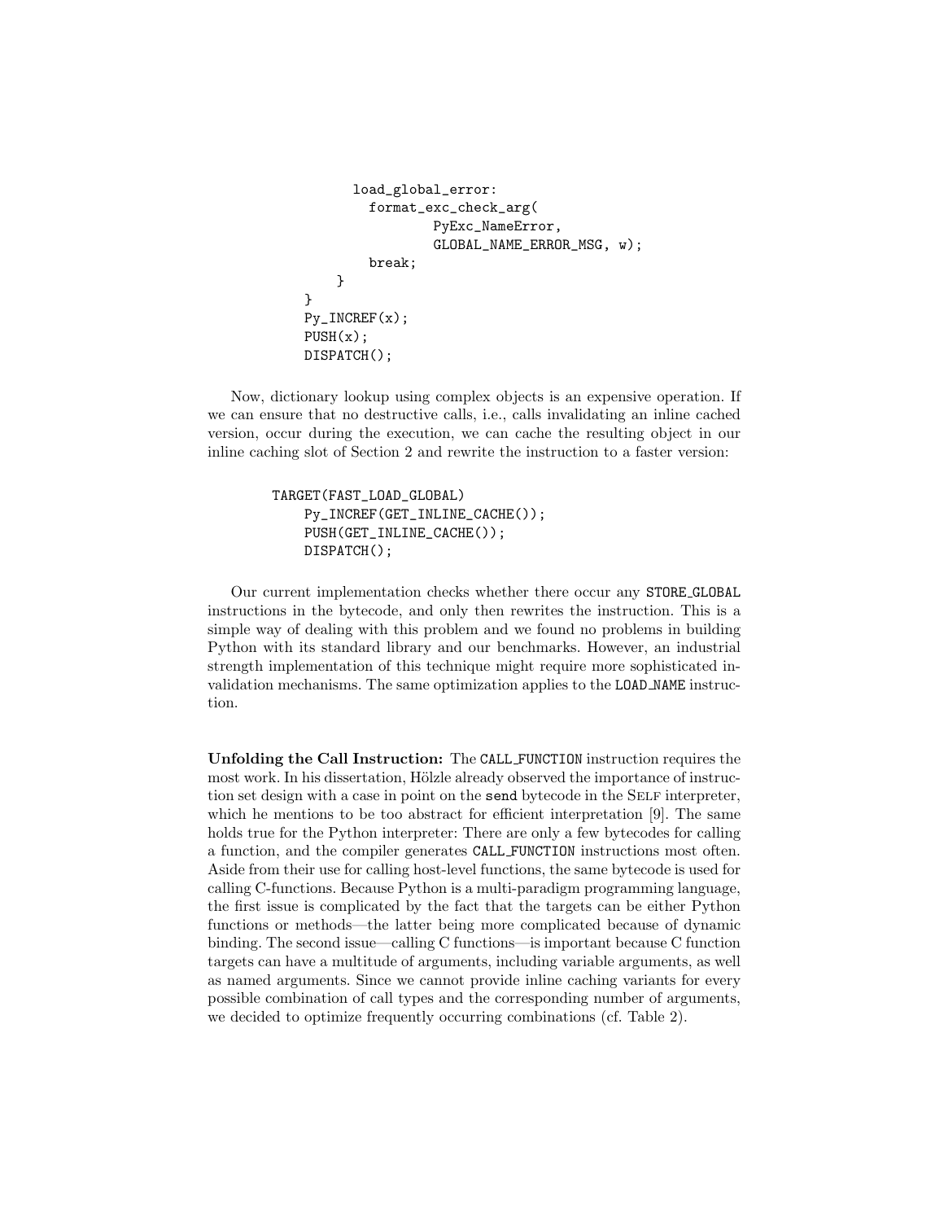```
            load_global_error:
              format_exc_check_arg(
                      PyExc_NameError,
                      GLOBAL_NAME_ERROR_MSG, w);
              break;
          }
    }
    Py_INCREF(x);
    PUSH(x);
    DISPATCH();
```

Now, dictionary lookup using complex objects is an expensive operation. If we can ensure that no destructive calls, i.e., calls invalidating an inline cached version, occur during the execution, we can cache the resulting object in our inline caching slot of Section 2 and rewrite the instruction to a faster version:

```
TARGET(FAST_LOAD_GLOBAL)
    Py_INCREF(GET_INLINE_CACHE());
    PUSH(GET_INLINE_CACHE());
    DISPATCH();
```

Our current implementation checks whether there occur any STORE_GLOBAL instructions in the bytecode, and only then rewrites the instruction. This is a simple way of dealing with this problem and we found no problems in building Python with its standard library and our benchmarks. However, an industrial strength implementation of this technique might require more sophisticated invalidation mechanisms. The same optimization applies to the LOAD_NAME instruction.

**Unfolding the Call Instruction:** The CALL_FUNCTION instruction requires the most work. In his dissertation, Hölzle already observed the importance of instruction set design with a case in point on the send bytecode in the Self interpreter, which he mentions to be too abstract for efficient interpretation [9]. The same holds true for the Python interpreter: There are only a few bytecodes for calling a function, and the compiler generates CALL_FUNCTION instructions most often. Aside from their use for calling host-level functions, the same bytecode is used for calling C-functions. Because Python is a multi-paradigm programming language, the first issue is complicated by the fact that the targets can be either Python functions or methods—the latter being more complicated because of dynamic binding. The second issue—calling C functions—is important because C function targets can have a multitude of arguments, including variable arguments, as well as named arguments. Since we cannot provide inline caching variants for every possible combination of call types and the corresponding number of arguments, we decided to optimize frequently occurring combinations (cf. Table 2).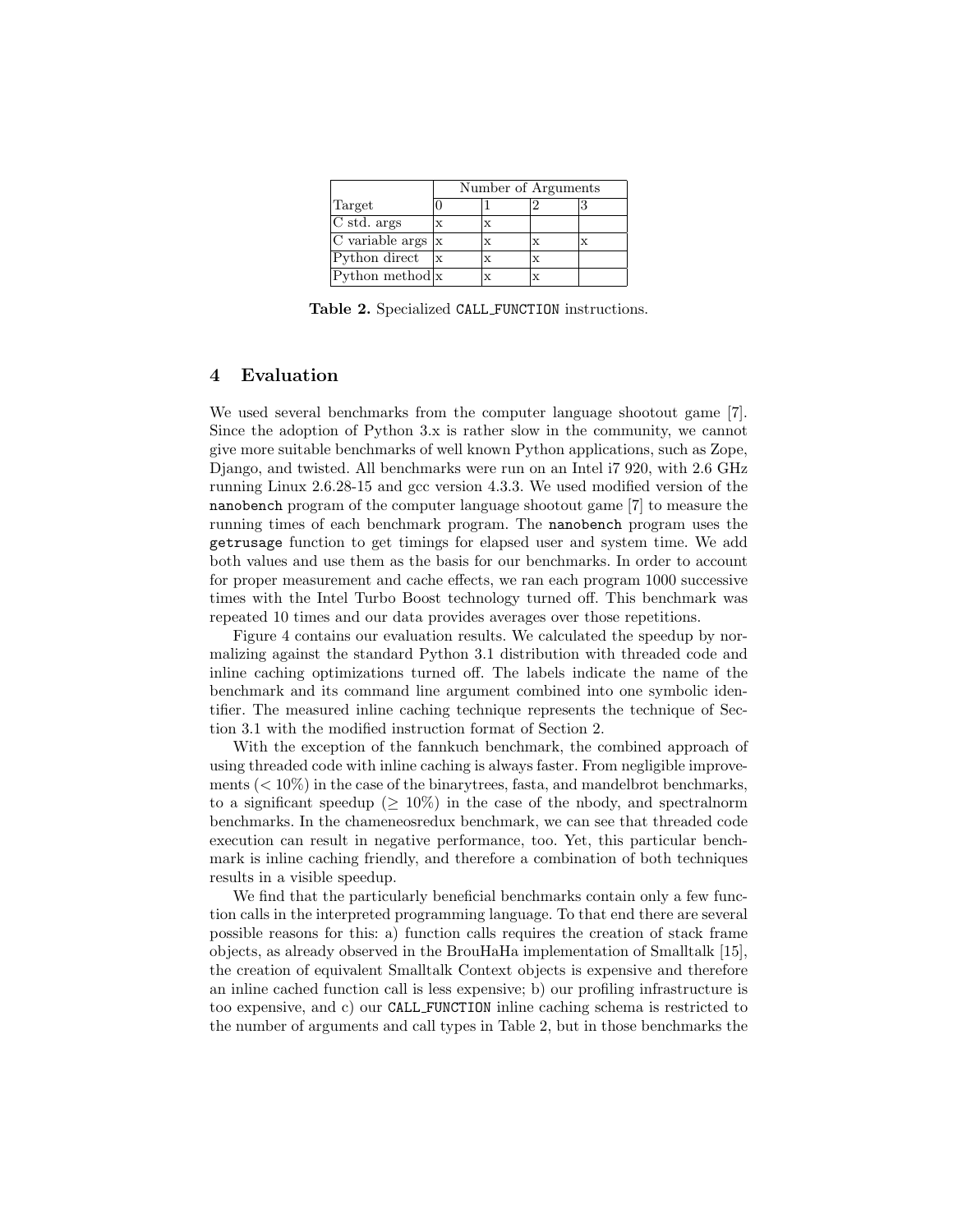| | Number of Arguments | | | |
|---|---|---|---|---|
| Target | 0 | 1 | 2 | 3 |
| C std. args | x | x | | |
| C variable args | x | x | x | x |
| Python direct | x | x | x | |
| Python method | x | x | x | |

**Table 2.** Specialized `CALL_FUNCTION` instructions.

## 4 Evaluation

We used several benchmarks from the computer language shootout game [7]. Since the adoption of Python 3.x is rather slow in the community, we cannot give more suitable benchmarks of well known Python applications, such as Zope, Django, and twisted. All benchmarks were run on an Intel i7 920, with 2.6 GHz running Linux 2.6.28-15 and gcc version 4.3.3. We used modified version of the `nanobench` program of the computer language shootout game [7] to measure the running times of each benchmark program. The `nanobench` program uses the `getrusage` function to get timings for elapsed user and system time. We add both values and use them as the basis for our benchmarks. In order to account for proper measurement and cache effects, we ran each program 1000 successive times with the Intel Turbo Boost technology turned off. This benchmark was repeated 10 times and our data provides averages over those repetitions.

Figure 4 contains our evaluation results. We calculated the speedup by normalizing against the standard Python 3.1 distribution with threaded code and inline caching optimizations turned off. The labels indicate the name of the benchmark and its command line argument combined into one symbolic identifier. The measured inline caching technique represents the technique of Section 3.1 with the modified instruction format of Section 2.

With the exception of the fannkuch benchmark, the combined approach of using threaded code with inline caching is always faster. From negligible improvements ($< 10\%$) in the case of the binarytrees, fasta, and mandelbrot benchmarks, to a significant speedup ($\geq 10\%$) in the case of the nbody, and spectralnorm benchmarks. In the chameneosredux benchmark, we can see that threaded code execution can result in negative performance, too. Yet, this particular benchmark is inline caching friendly, and therefore a combination of both techniques results in a visible speedup.

We find that the particularly beneficial benchmarks contain only a few function calls in the interpreted programming language. To that end there are several possible reasons for this: a) function calls requires the creation of stack frame objects, as already observed in the BrouHaHa implementation of Smalltalk [15], the creation of equivalent Smalltalk Context objects is expensive and therefore an inline cached function call is less expensive; b) our profiling infrastructure is too expensive, and c) our `CALL_FUNCTION` inline caching schema is restricted to the number of arguments and call types in Table 2, but in those benchmarks the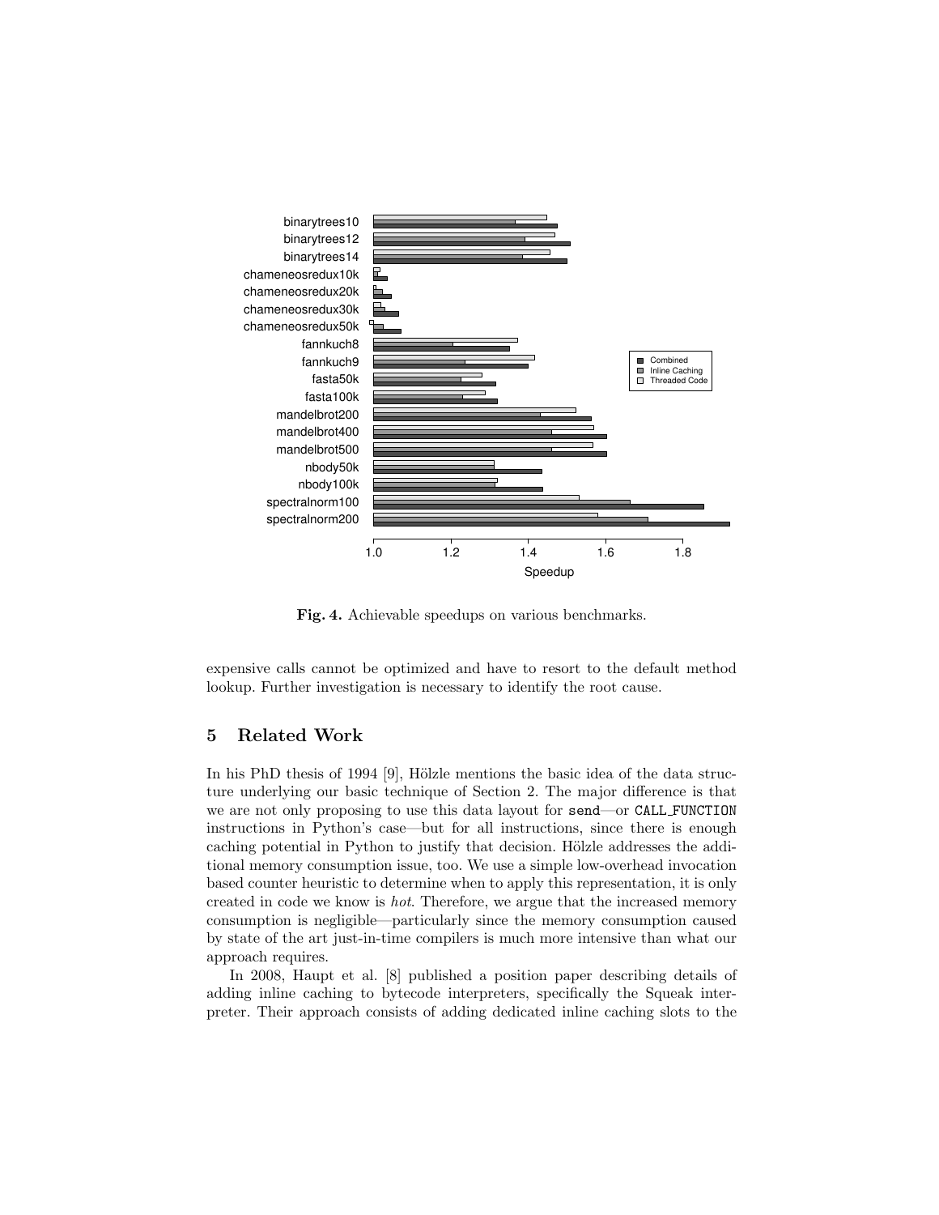**Fig. 4.** Achievable speedups on various benchmarks.

expensive calls cannot be optimized and have to resort to the default method lookup. Further investigation is necessary to identify the root cause.

## 5 Related Work

In his PhD thesis of 1994 [9], Hölzle mentions the basic idea of the data structure underlying our basic technique of Section 2. The major difference is that we are not only proposing to use this data layout for `send`—or `CALL_FUNCTION` instructions in Python's case—but for all instructions, since there is enough caching potential in Python to justify that decision. Hölzle addresses the additional memory consumption issue, too. We use a simple low-overhead invocation based counter heuristic to determine when to apply this representation, it is only created in code we know is *hot*. Therefore, we argue that the increased memory consumption is negligible—particularly since the memory consumption caused by state of the art just-in-time compilers is much more intensive than what our approach requires.

In 2008, Haupt et al. [8] published a position paper describing details of adding inline caching to bytecode interpreters, specifically the Squeak interpreter. Their approach consists of adding dedicated inline caching slots to the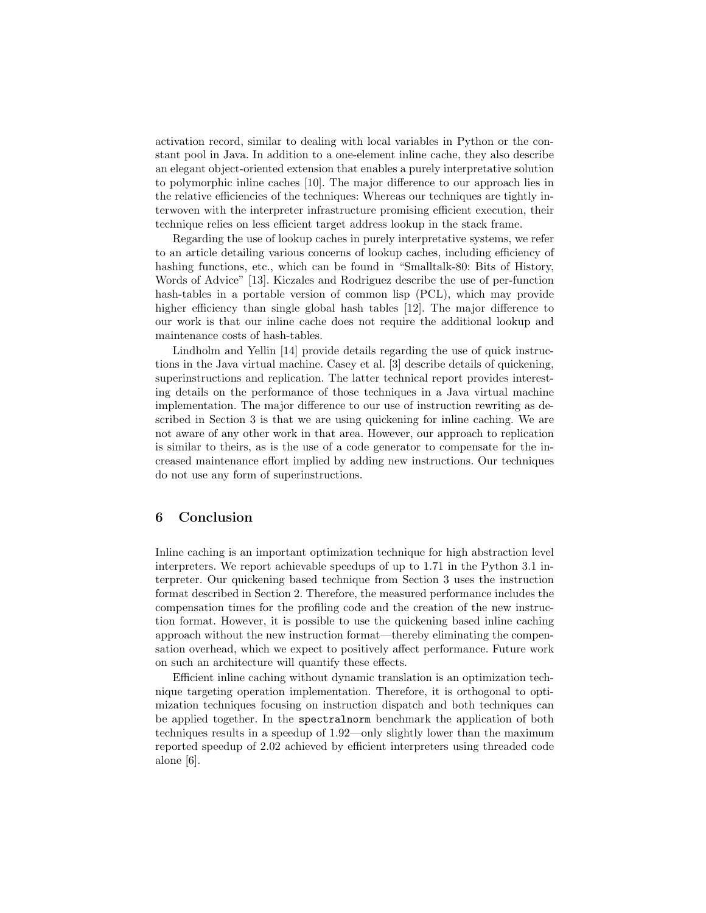activation record, similar to dealing with local variables in Python or the constant pool in Java. In addition to a one-element inline cache, they also describe an elegant object-oriented extension that enables a purely interpretative solution to polymorphic inline caches [10]. The major difference to our approach lies in the relative efficiencies of the techniques: Whereas our techniques are tightly interwoven with the interpreter infrastructure promising efficient execution, their technique relies on less efficient target address lookup in the stack frame.

Regarding the use of lookup caches in purely interpretative systems, we refer to an article detailing various concerns of lookup caches, including efficiency of hashing functions, etc., which can be found in "Smalltalk-80: Bits of History, Words of Advice" [13]. Kiczales and Rodriguez describe the use of per-function hash-tables in a portable version of common lisp (PCL), which may provide higher efficiency than single global hash tables [12]. The major difference to our work is that our inline cache does not require the additional lookup and maintenance costs of hash-tables.

Lindholm and Yellin [14] provide details regarding the use of quick instructions in the Java virtual machine. Casey et al. [3] describe details of quickening, superinstructions and replication. The latter technical report provides interesting details on the performance of those techniques in a Java virtual machine implementation. The major difference to our use of instruction rewriting as described in Section 3 is that we are using quickening for inline caching. We are not aware of any other work in that area. However, our approach to replication is similar to theirs, as is the use of a code generator to compensate for the increased maintenance effort implied by adding new instructions. Our techniques do not use any form of superinstructions.

## 6 Conclusion

Inline caching is an important optimization technique for high abstraction level interpreters. We report achievable speedups of up to 1.71 in the Python 3.1 interpreter. Our quickening based technique from Section 3 uses the instruction format described in Section 2. Therefore, the measured performance includes the compensation times for the profiling code and the creation of the new instruction format. However, it is possible to use the quickening based inline caching approach without the new instruction format—thereby eliminating the compensation overhead, which we expect to positively affect performance. Future work on such an architecture will quantify these effects.

Efficient inline caching without dynamic translation is an optimization technique targeting operation implementation. Therefore, it is orthogonal to optimization techniques focusing on instruction dispatch and both techniques can be applied together. In the `spectralnorm` benchmark the application of both techniques results in a speedup of 1.92—only slightly lower than the maximum reported speedup of 2.02 achieved by efficient interpreters using threaded code alone [6].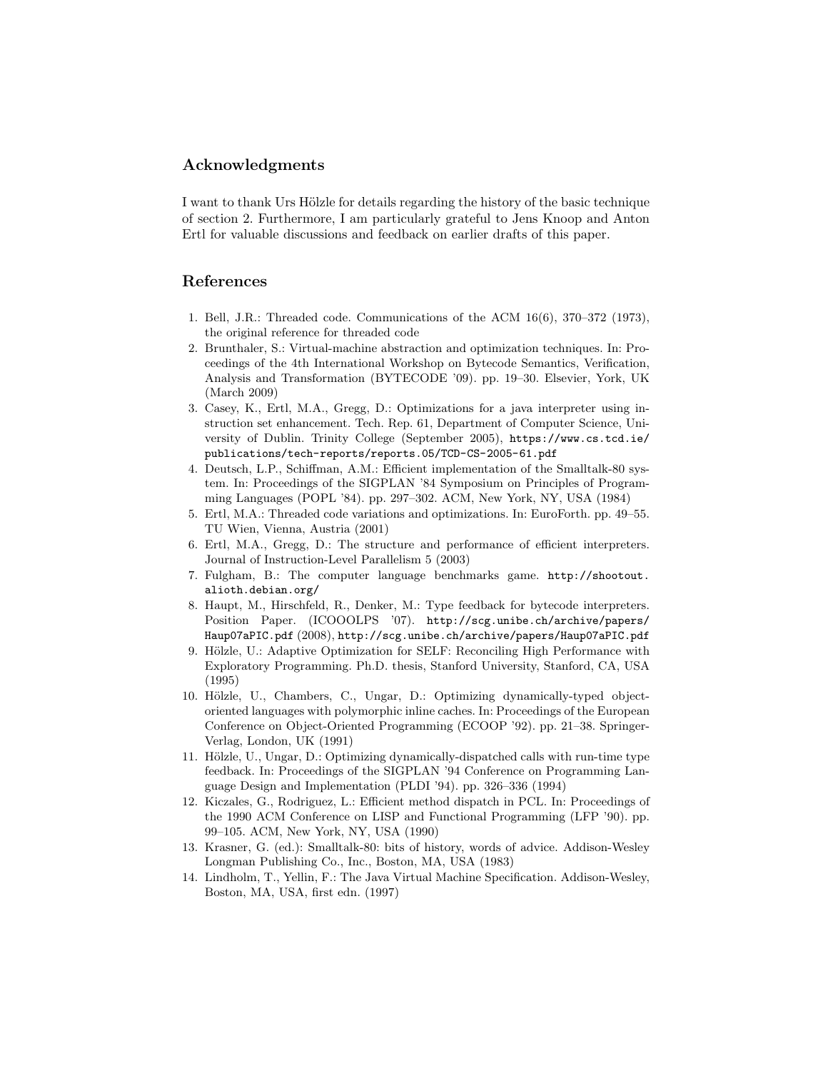## Acknowledgments

I want to thank Urs Hölzle for details regarding the history of the basic technique of section 2. Furthermore, I am particularly grateful to Jens Knoop and Anton Ertl for valuable discussions and feedback on earlier drafts of this paper.

## References

1. Bell, J.R.: Threaded code. Communications of the ACM 16(6), 370–372 (1973), the original reference for threaded code
2. Brunthaler, S.: Virtual-machine abstraction and optimization techniques. In: Proceedings of the 4th International Workshop on Bytecode Semantics, Verification, Analysis and Transformation (BYTECODE '09). pp. 19–30. Elsevier, York, UK (March 2009)
3. Casey, K., Ertl, M.A., Gregg, D.: Optimizations for a java interpreter using instruction set enhancement. Tech. Rep. 61, Department of Computer Science, University of Dublin. Trinity College (September 2005), https://www.cs.tcd.ie/publications/tech-reports/reports.05/TCD-CS-2005-61.pdf
4. Deutsch, L.P., Schiffman, A.M.: Efficient implementation of the Smalltalk-80 system. In: Proceedings of the SIGPLAN '84 Symposium on Principles of Programming Languages (POPL '84). pp. 297–302. ACM, New York, NY, USA (1984)
5. Ertl, M.A.: Threaded code variations and optimizations. In: EuroForth. pp. 49–55. TU Wien, Vienna, Austria (2001)
6. Ertl, M.A., Gregg, D.: The structure and performance of efficient interpreters. Journal of Instruction-Level Parallelism 5 (2003)
7. Fulgham, B.: The computer language benchmarks game. http://shootout.alioth.debian.org/
8. Haupt, M., Hirschfeld, R., Denker, M.: Type feedback for bytecode interpreters. Position Paper. (ICOOOLPS '07). http://scg.unibe.ch/archive/papers/Haup07aPIC.pdf (2008), http://scg.unibe.ch/archive/papers/Haup07aPIC.pdf
9. Hölzle, U.: Adaptive Optimization for SELF: Reconciling High Performance with Exploratory Programming. Ph.D. thesis, Stanford University, Stanford, CA, USA (1995)
10. Hölzle, U., Chambers, C., Ungar, D.: Optimizing dynamically-typed object-oriented languages with polymorphic inline caches. In: Proceedings of the European Conference on Object-Oriented Programming (ECOOP '92). pp. 21–38. Springer-Verlag, London, UK (1991)
11. Hölzle, U., Ungar, D.: Optimizing dynamically-dispatched calls with run-time type feedback. In: Proceedings of the SIGPLAN '94 Conference on Programming Language Design and Implementation (PLDI '94). pp. 326–336 (1994)
12. Kiczales, G., Rodriguez, L.: Efficient method dispatch in PCL. In: Proceedings of the 1990 ACM Conference on LISP and Functional Programming (LFP '90). pp. 99–105. ACM, New York, NY, USA (1990)
13. Krasner, G. (ed.): Smalltalk-80: bits of history, words of advice. Addison-Wesley Longman Publishing Co., Inc., Boston, MA, USA (1983)
14. Lindholm, T., Yellin, F.: The Java Virtual Machine Specification. Addison-Wesley, Boston, MA, USA, first edn. (1997)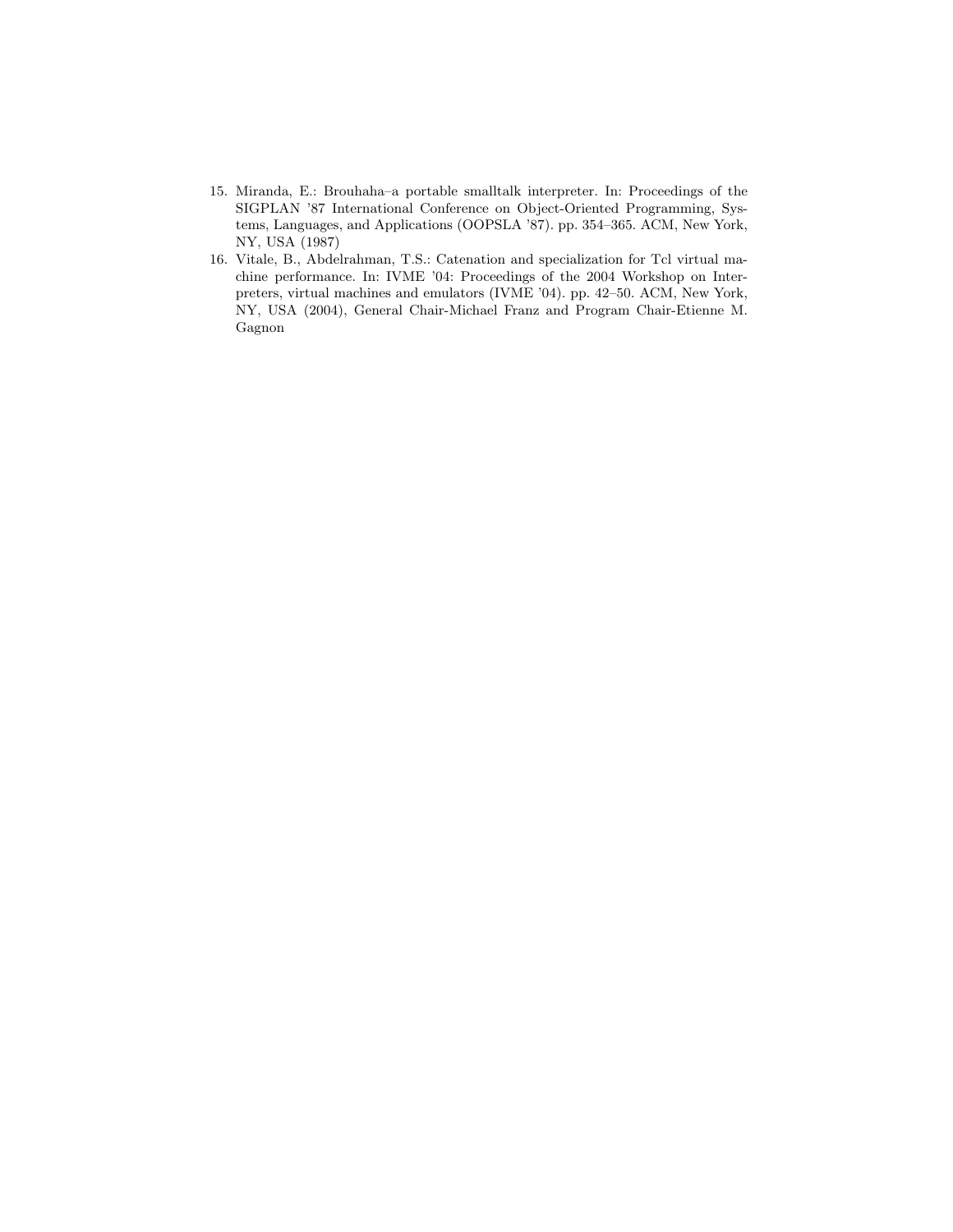15. Miranda, E.: Brouhaha–a portable smalltalk interpreter. In: Proceedings of the SIGPLAN '87 International Conference on Object-Oriented Programming, Systems, Languages, and Applications (OOPSLA '87). pp. 354–365. ACM, New York, NY, USA (1987)
16. Vitale, B., Abdelrahman, T.S.: Catenation and specialization for Tcl virtual machine performance. In: IVME '04: Proceedings of the 2004 Workshop on Interpreters, virtual machines and emulators (IVME '04). pp. 42–50. ACM, New York, NY, USA (2004), General Chair-Michael Franz and Program Chair-Etienne M. Gagnon